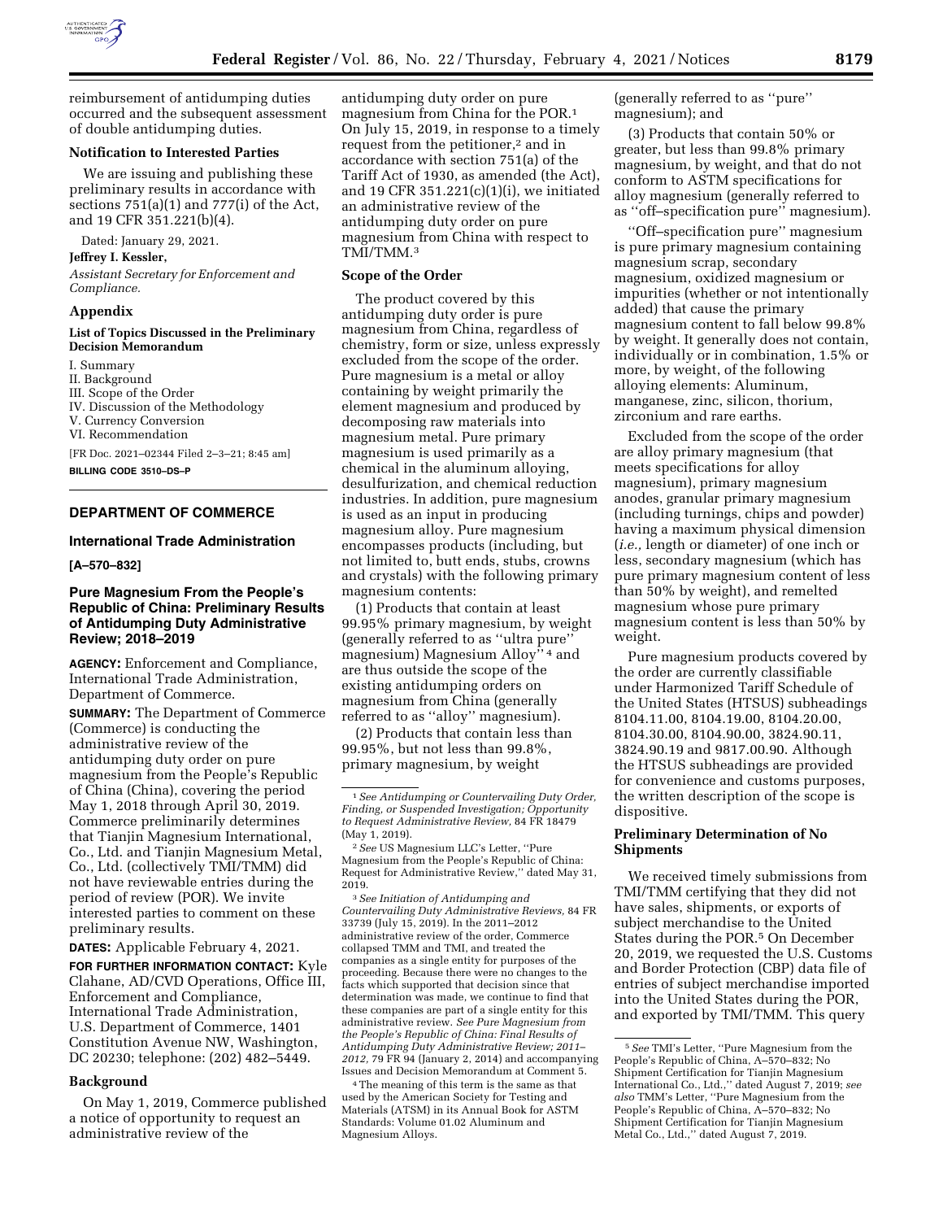reimbursement of antidumping duties occurred and the subsequent assessment of double antidumping duties.

**Notification to Interested Parties**

We are issuing and publishing these preliminary results in accordance with sections 751(a)(1) and 777(i) of the Act, and 19 CFR 351.221(b)(4).

Dated: January 29, 2021.

**Jeffrey I. Kessler,**

*Assistant Secretary for Enforcement and Compliance.*

**Appendix**

**List of Topics Discussed in the Preliminary Decision Memorandum**

I. Summary
II. Background
III. Scope of the Order
IV. Discussion of the Methodology
V. Currency Conversion
VI. Recommendation

[FR Doc. 2021–02344 Filed 2–3–21; 8:45 am]

**BILLING CODE 3510–DS–P**

---

## DEPARTMENT OF COMMERCE

### International Trade Administration

**[A–570–832]**

### Pure Magnesium From the People's Republic of China: Preliminary Results of Antidumping Duty Administrative Review; 2018–2019

**AGENCY:** Enforcement and Compliance, International Trade Administration, Department of Commerce.

**SUMMARY:** The Department of Commerce (Commerce) is conducting the administrative review of the antidumping duty order on pure magnesium from the People's Republic of China (China), covering the period May 1, 2018 through April 30, 2019. Commerce preliminarily determines that Tianjin Magnesium International, Co., Ltd. and Tianjin Magnesium Metal, Co., Ltd. (collectively TMI/TMM) did not have reviewable entries during the period of review (POR). We invite interested parties to comment on these preliminary results.

**DATES:** Applicable February 4, 2021.

**FOR FURTHER INFORMATION CONTACT:** Kyle Clahane, AD/CVD Operations, Office III, Enforcement and Compliance, International Trade Administration, U.S. Department of Commerce, 1401 Constitution Avenue NW, Washington, DC 20230; telephone: (202) 482–5449.

**Background**

On May 1, 2019, Commerce published a notice of opportunity to request an administrative review of the antidumping duty order on pure magnesium from China for the POR.[1] On July 15, 2019, in response to a timely request from the petitioner,[2] and in accordance with section 751(a) of the Tariff Act of 1930, as amended (the Act), and 19 CFR 351.221(c)(1)(i), we initiated an administrative review of the antidumping duty order on pure magnesium from China with respect to TMI/TMM.[3]

**Scope of the Order**

The product covered by this antidumping duty order is pure magnesium from China, regardless of chemistry, form or size, unless expressly excluded from the scope of the order. Pure magnesium is a metal or alloy containing by weight primarily the element magnesium and produced by decomposing raw materials into magnesium metal. Pure primary magnesium is used primarily as a chemical in the aluminum alloying, desulfurization, and chemical reduction industries. In addition, pure magnesium is used as an input in producing magnesium alloy. Pure magnesium encompasses products (including, but not limited to, butt ends, stubs, crowns and crystals) with the following primary magnesium contents:

(1) Products that contain at least 99.95% primary magnesium, by weight (generally referred to as "ultra pure" magnesium) Magnesium Alloy"[4] and are thus outside the scope of the existing antidumping orders on magnesium from China (generally referred to as "alloy" magnesium).

(2) Products that contain less than 99.95%, but not less than 99.8%, primary magnesium, by weight (generally referred to as "pure" magnesium); and

(3) Products that contain 50% or greater, but less than 99.8% primary magnesium, by weight, and that do not conform to ASTM specifications for alloy magnesium (generally referred to as "off–specification pure" magnesium).

"Off–specification pure" magnesium is pure primary magnesium containing magnesium scrap, secondary magnesium, oxidized magnesium or impurities (whether or not intentionally added) that cause the primary magnesium content to fall below 99.8% by weight. It generally does not contain, individually or in combination, 1.5% or more, by weight, of the following alloying elements: Aluminum, manganese, zinc, silicon, thorium, zirconium and rare earths.

Excluded from the scope of the order are alloy primary magnesium (that meets specifications for alloy magnesium), primary magnesium anodes, granular primary magnesium (including turnings, chips and powder) having a maximum physical dimension (*i.e.,* length or diameter) of one inch or less, secondary magnesium (which has pure primary magnesium content of less than 50% by weight), and remelted magnesium whose pure primary magnesium content is less than 50% by weight.

Pure magnesium products covered by the order are currently classifiable under Harmonized Tariff Schedule of the United States (HTSUS) subheadings 8104.11.00, 8104.19.00, 8104.20.00, 8104.30.00, 8104.90.00, 3824.90.11, 3824.90.19 and 9817.00.90. Although the HTSUS subheadings are provided for convenience and customs purposes, the written description of the scope is dispositive.

**Preliminary Determination of No Shipments**

We received timely submissions from TMI/TMM certifying that they did not have sales, shipments, or exports of subject merchandise to the United States during the POR.[5] On December 20, 2019, we requested the U.S. Customs and Border Protection (CBP) data file of entries of subject merchandise imported into the United States during the POR, and exported by TMI/TMM. This query

---

[1] *See Antidumping or Countervailing Duty Order, Finding, or Suspended Investigation; Opportunity to Request Administrative Review,* 84 FR 18479 (May 1, 2019).

[2] *See* US Magnesium LLC's Letter, "Pure Magnesium from the People's Republic of China: Request for Administrative Review," dated May 31, 2019.

[3] *See Initiation of Antidumping and Countervailing Duty Administrative Reviews,* 84 FR 33739 (July 15, 2019). In the 2011–2012 administrative review of the order, Commerce collapsed TMM and TMI, and treated the companies as a single entity for purposes of the proceeding. Because there were no changes to the facts which supported that decision since that determination was made, we continue to find that these companies are part of a single entity for this administrative review. *See Pure Magnesium from the People's Republic of China: Final Results of Antidumping Duty Administrative Review; 2011–2012,* 79 FR 94 (January 2, 2014) and accompanying Issues and Decision Memorandum at Comment 5.

[4] The meaning of this term is the same as that used by the American Society for Testing and Materials (ATSM) in its Annual Book for ASTM Standards: Volume 01.02 Aluminum and Magnesium Alloys.

[5] *See* TMI's Letter, "Pure Magnesium from the People's Republic of China, A–570–832; No Shipment Certification for Tianjin Magnesium International Co., Ltd.," dated August 7, 2019; *see also* TMM's Letter, "Pure Magnesium from the People's Republic of China, A–570–832; No Shipment Certification for Tianjin Magnesium Metal Co., Ltd.," dated August 7, 2019.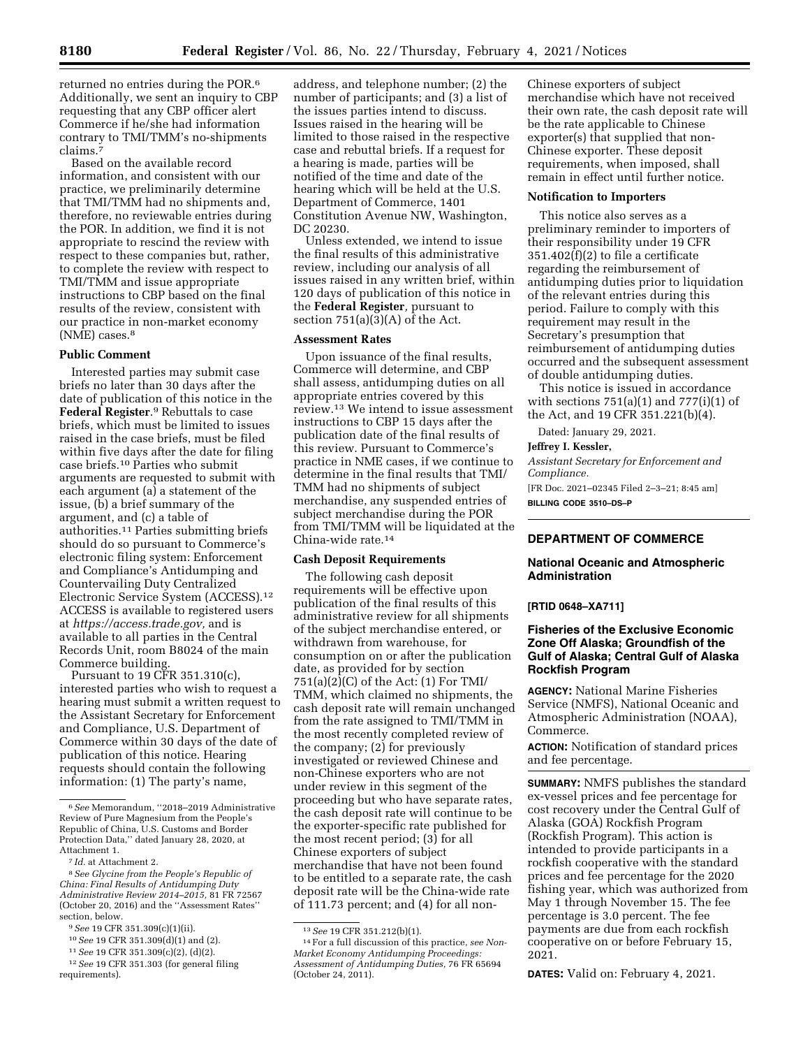returned no entries during the POR.[6] Additionally, we sent an inquiry to CBP requesting that any CBP officer alert Commerce if he/she had information contrary to TMI/TMM's no-shipments claims.[7]

Based on the available record information, and consistent with our practice, we preliminarily determine that TMI/TMM had no shipments and, therefore, no reviewable entries during the POR. In addition, we find it is not appropriate to rescind the review with respect to these companies but, rather, to complete the review with respect to TMI/TMM and issue appropriate instructions to CBP based on the final results of the review, consistent with our practice in non-market economy (NME) cases.[8]

**Public Comment**

Interested parties may submit case briefs no later than 30 days after the date of publication of this notice in the **Federal Register**.[9] Rebuttals to case briefs, which must be limited to issues raised in the case briefs, must be filed within five days after the date for filing case briefs.[10] Parties who submit arguments are requested to submit with each argument (a) a statement of the issue, (b) a brief summary of the argument, and (c) a table of authorities.[11] Parties submitting briefs should do so pursuant to Commerce's electronic filing system: Enforcement and Compliance's Antidumping and Countervailing Duty Centralized Electronic Service System (ACCESS).[12] ACCESS is available to registered users at *https://access.trade.gov,* and is available to all parties in the Central Records Unit, room B8024 of the main Commerce building.

Pursuant to 19 CFR 351.310(c), interested parties who wish to request a hearing must submit a written request to the Assistant Secretary for Enforcement and Compliance, U.S. Department of Commerce within 30 days of the date of publication of this notice. Hearing requests should contain the following information: (1) The party's name, address, and telephone number; (2) the number of participants; and (3) a list of the issues parties intend to discuss. Issues raised in the hearing will be limited to those raised in the respective case and rebuttal briefs. If a request for a hearing is made, parties will be notified of the time and date of the hearing which will be held at the U.S. Department of Commerce, 1401 Constitution Avenue NW, Washington, DC 20230.

Unless extended, we intend to issue the final results of this administrative review, including our analysis of all issues raised in any written brief, within 120 days of publication of this notice in the **Federal Register**, pursuant to section 751(a)(3)(A) of the Act.

**Assessment Rates**

Upon issuance of the final results, Commerce will determine, and CBP shall assess, antidumping duties on all appropriate entries covered by this review.[13] We intend to issue assessment instructions to CBP 15 days after the publication date of the final results of this review. Pursuant to Commerce's practice in NME cases, if we continue to determine in the final results that TMI/TMM had no shipments of subject merchandise, any suspended entries of subject merchandise during the POR from TMI/TMM will be liquidated at the China-wide rate.[14]

**Cash Deposit Requirements**

The following cash deposit requirements will be effective upon publication of the final results of this administrative review for all shipments of the subject merchandise entered, or withdrawn from warehouse, for consumption on or after the publication date, as provided for by section 751(a)(2)(C) of the Act: (1) For TMI/TMM, which claimed no shipments, the cash deposit rate will remain unchanged from the rate assigned to TMI/TMM in the most recently completed review of the company; (2) for previously investigated or reviewed Chinese and non-Chinese exporters who are not under review in this segment of the proceeding but who have separate rates, the cash deposit rate will continue to be the exporter-specific rate published for the most recent period; (3) for all Chinese exporters of subject merchandise that have not been found to be entitled to a separate rate, the cash deposit rate will be the China-wide rate of 111.73 percent; and (4) for all non-Chinese exporters of subject merchandise which have not received their own rate, the cash deposit rate will be the rate applicable to Chinese exporter(s) that supplied that non-Chinese exporter. These deposit requirements, when imposed, shall remain in effect until further notice.

**Notification to Importers**

This notice also serves as a preliminary reminder to importers of their responsibility under 19 CFR 351.402(f)(2) to file a certificate regarding the reimbursement of antidumping duties prior to liquidation of the relevant entries during this period. Failure to comply with this requirement may result in the Secretary's presumption that reimbursement of antidumping duties occurred and the subsequent assessment of double antidumping duties.

This notice is issued in accordance with sections 751(a)(1) and 777(i)(1) of the Act, and 19 CFR 351.221(b)(4).

Dated: January 29, 2021.

**Jeffrey I. Kessler,**

*Assistant Secretary for Enforcement and Compliance.*

[FR Doc. 2021–02345 Filed 2–3–21; 8:45 am]

**BILLING CODE 3510–DS–P**

---

[6] *See* Memorandum, "2018–2019 Administrative Review of Pure Magnesium from the People's Republic of China, U.S. Customs and Border Protection Data," dated January 28, 2020, at Attachment 1.

[7] *Id.* at Attachment 2.

[8] *See Glycine from the People's Republic of China: Final Results of Antidumping Duty Administrative Review 2014–2015,* 81 FR 72567 (October 20, 2016) and the "Assessment Rates" section, below.

[9] *See* 19 CFR 351.309(c)(1)(ii).

[10] *See* 19 CFR 351.309(d)(1) and (2).

[11] *See* 19 CFR 351.309(c)(2), (d)(2).

[12] *See* 19 CFR 351.303 (for general filing requirements).

[13] *See* 19 CFR 351.212(b)(1).

[14] For a full discussion of this practice, *see Non-Market Economy Antidumping Proceedings: Assessment of Antidumping Duties,* 76 FR 65694 (October 24, 2011).

---

**DEPARTMENT OF COMMERCE**

**National Oceanic and Atmospheric Administration**

**[RTID 0648–XA711]**

## Fisheries of the Exclusive Economic Zone Off Alaska; Groundfish of the Gulf of Alaska; Central Gulf of Alaska Rockfish Program

**AGENCY:** National Marine Fisheries Service (NMFS), National Oceanic and Atmospheric Administration (NOAA), Commerce.

**ACTION:** Notification of standard prices and fee percentage.

**SUMMARY:** NMFS publishes the standard ex-vessel prices and fee percentage for cost recovery under the Central Gulf of Alaska (GOA) Rockfish Program (Rockfish Program). This action is intended to provide participants in a rockfish cooperative with the standard prices and fee percentage for the 2020 fishing year, which was authorized from May 1 through November 15. The fee percentage is 3.0 percent. The fee payments are due from each rockfish cooperative on or before February 15, 2021.

**DATES:** Valid on: February 4, 2021.